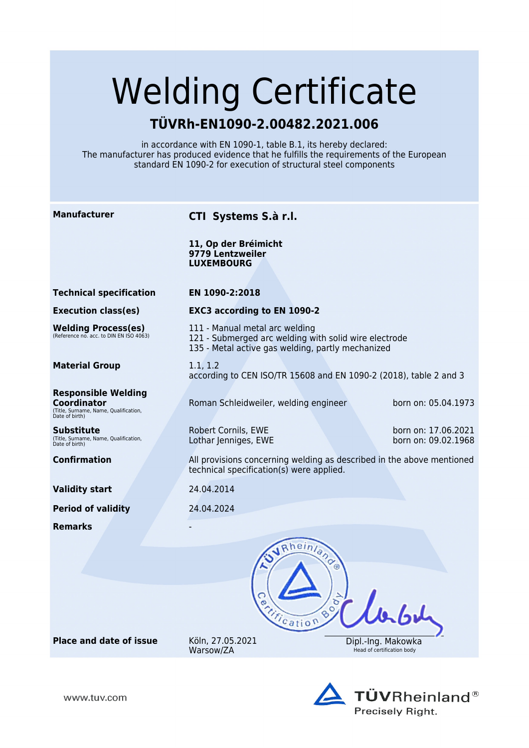# Welding Certificate

## TÜVRh-EN1090-2.00482.2021.006

in accordance with EN 1090-1, table B.1, its hereby declared:
The manufacturer has produced evidence that he fulfills the requirements of the European standard EN 1090-2 for execution of structural steel components

| | | |
|---|---|---|
| **Manufacturer** | **CTI Systems S.à r.l.**<br><br>**11, Op der Bréimicht**<br>**9779 Lentzweiler**<br>**LUXEMBOURG** | |
| **Technical specification** | **EN 1090-2:2018** | |
| **Execution class(es)** | **EXC3 according to EN 1090-2** | |
| **Welding Process(es)**<br>(Reference no. acc. to DIN EN ISO 4063) | 111 - Manual metal arc welding<br>121 - Submerged arc welding with solid wire electrode<br>135 - Metal active gas welding, partly mechanized | |
| **Material Group** | 1.1, 1.2<br>according to CEN ISO/TR 15608 and EN 1090-2 (2018), table 2 and 3 | |
| **Responsible Welding Coordinator**<br>(Title, Surname, Name, Qualification, Date of birth) | Roman Schleidweiler, welding engineer | born on: 05.04.1973 |
| **Substitute**<br>(Title, Surname, Name, Qualification, Date of birth) | Robert Cornils, EWE<br>Lothar Jenniges, EWE | born on: 17.06.2021<br>born on: 09.02.1968 |
| **Confirmation** | All provisions concerning welding as described in the above mentioned technical specification(s) were applied. | |
| **Validity start** | 24.04.2014 | |
| **Period of validity** | 24.04.2024 | |
| **Remarks** | - | |
| **Place and date of issue** | Köln, 27.05.2021<br>Warsow/ZA | Dipl.-Ing. Makowka<br>Head of certification body |

www.tuv.com

TÜVRheinland® Precisely Right.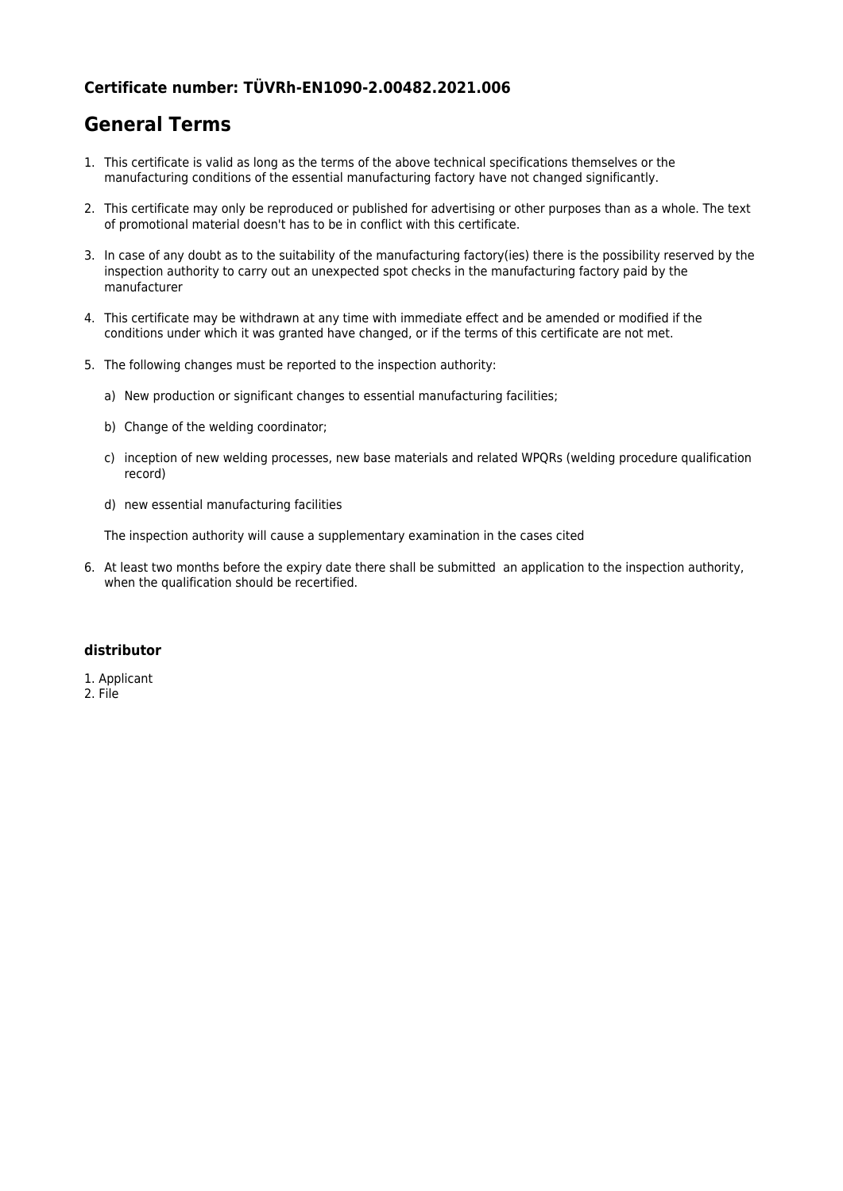### Certificate number: TÜVRh-EN1090-2.00482.2021.006

## General Terms

1. This certificate is valid as long as the terms of the above technical specifications themselves or the manufacturing conditions of the essential manufacturing factory have not changed significantly.

2. This certificate may only be reproduced or published for advertising or other purposes than as a whole. The text of promotional material doesn't has to be in conflict with this certificate.

3. In case of any doubt as to the suitability of the manufacturing factory(ies) there is the possibility reserved by the inspection authority to carry out an unexpected spot checks in the manufacturing factory paid by the manufacturer

4. This certificate may be withdrawn at any time with immediate effect and be amended or modified if the conditions under which it was granted have changed, or if the terms of this certificate are not met.

5. The following changes must be reported to the inspection authority:

   a) New production or significant changes to essential manufacturing facilities;

   b) Change of the welding coordinator;

   c) inception of new welding processes, new base materials and related WPQRs (welding procedure qualification record)

   d) new essential manufacturing facilities

   The inspection authority will cause a supplementary examination in the cases cited

6. At least two months before the expiry date there shall be submitted an application to the inspection authority, when the qualification should be recertified.

#### distributor

1. Applicant
2. File